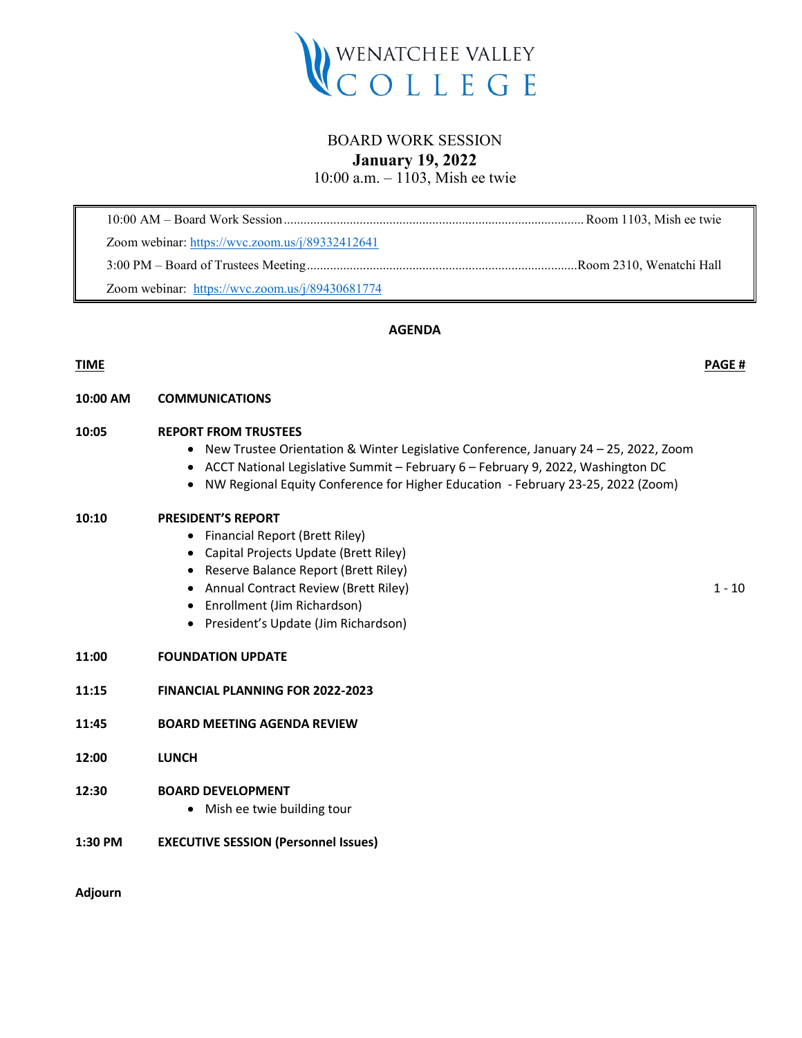WENATCHEE VALLEY COLLEGE

# BOARD WORK SESSION

## January 19, 2022

10:00 a.m. – 1103, Mish ee twie

| | |
|---|---|
| 10:00 AM – Board Work Session | Room 1103, Mish ee twie |
| Zoom webinar: https://wvc.zoom.us/j/89332412641 | |
| 3:00 PM – Board of Trustees Meeting | Room 2310, Wenatchi Hall |
| Zoom webinar: https://wvc.zoom.us/j/89430681774 | |

**AGENDA**

| TIME | | PAGE # |
|---|---|---|
| 10:00 AM | **COMMUNICATIONS** | |
| 10:05 | **REPORT FROM TRUSTEES**<br>• New Trustee Orientation & Winter Legislative Conference, January 24 – 25, 2022, Zoom<br>• ACCT National Legislative Summit – February 6 – February 9, 2022, Washington DC<br>• NW Regional Equity Conference for Higher Education - February 23-25, 2022 (Zoom) | |
| 10:10 | **PRESIDENT'S REPORT**<br>• Financial Report (Brett Riley)<br>• Capital Projects Update (Brett Riley)<br>• Reserve Balance Report (Brett Riley)<br>• Annual Contract Review (Brett Riley)<br>• Enrollment (Jim Richardson)<br>• President's Update (Jim Richardson) | 1 - 10 |
| 11:00 | **FOUNDATION UPDATE** | |
| 11:15 | **FINANCIAL PLANNING FOR 2022-2023** | |
| 11:45 | **BOARD MEETING AGENDA REVIEW** | |
| 12:00 | **LUNCH** | |
| 12:30 | **BOARD DEVELOPMENT**<br>• Mish ee twie building tour | |
| 1:30 PM | **EXECUTIVE SESSION (Personnel Issues)** | |

**Adjourn**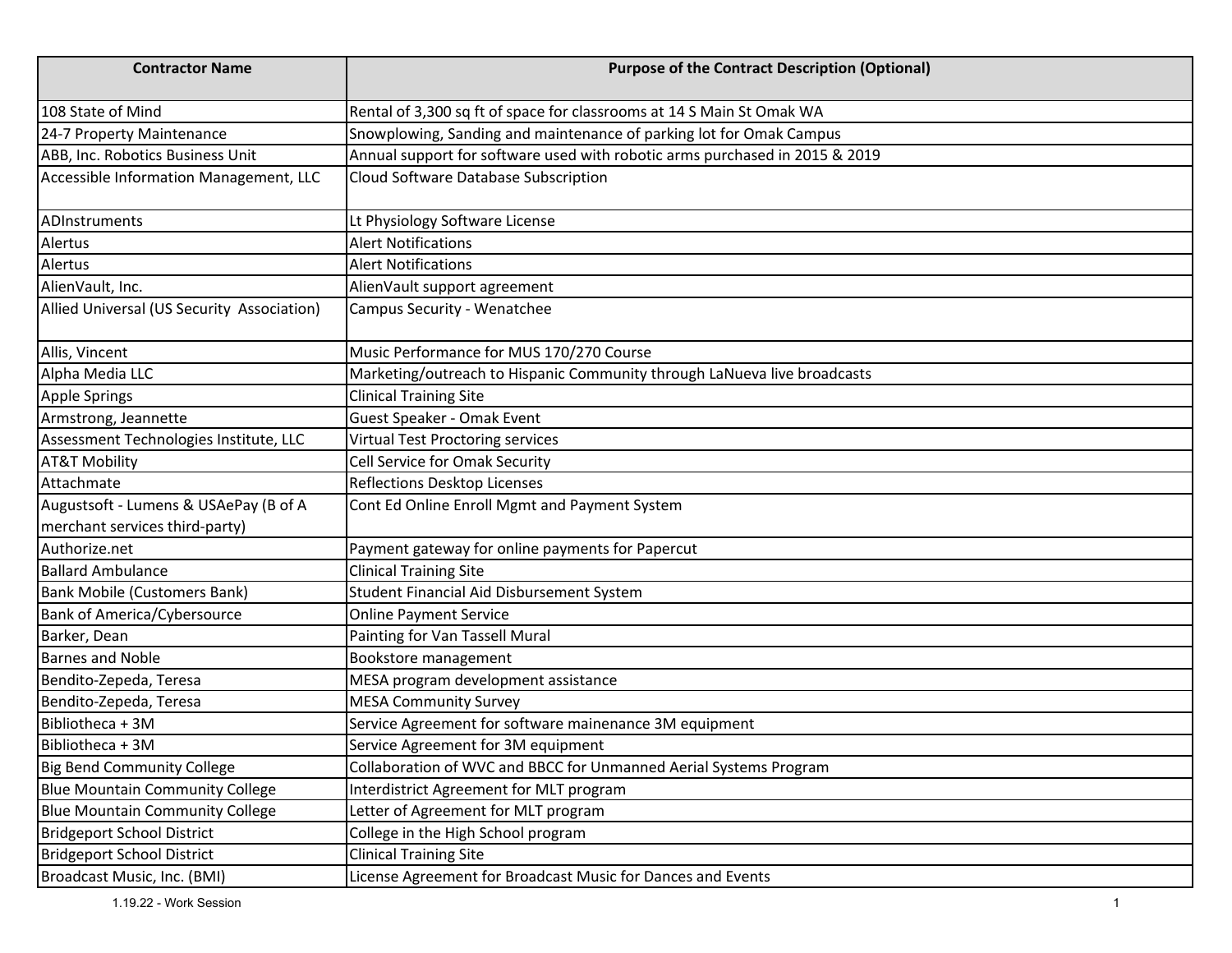| Contractor Name | Purpose of the Contract Description (Optional) |
| --- | --- |
| 108 State of Mind | Rental of 3,300 sq ft of space for classrooms at 14 S Main St Omak WA |
| 24-7 Property Maintenance | Snowplowing, Sanding and maintenance of parking lot for Omak Campus |
| ABB, Inc. Robotics Business Unit | Annual support for software used with robotic arms purchased in 2015 & 2019 |
| Accessible Information Management, LLC | Cloud Software Database Subscription |
| ADInstruments | Lt Physiology Software License |
| Alertus | Alert Notifications |
| Alertus | Alert Notifications |
| AlienVault, Inc. | AlienVault support agreement |
| Allied Universal (US Security Association) | Campus Security - Wenatchee |
| Allis, Vincent | Music Performance for MUS 170/270 Course |
| Alpha Media LLC | Marketing/outreach to Hispanic Community through LaNueva live broadcasts |
| Apple Springs | Clinical Training Site |
| Armstrong, Jeannette | Guest Speaker - Omak Event |
| Assessment Technologies Institute, LLC | Virtual Test Proctoring services |
| AT&T Mobility | Cell Service for Omak Security |
| Attachmate | Reflections Desktop Licenses |
| Augustsoft - Lumens & USAePay (B of A merchant services third-party) | Cont Ed Online Enroll Mgmt and Payment System |
| Authorize.net | Payment gateway for online payments for Papercut |
| Ballard Ambulance | Clinical Training Site |
| Bank Mobile (Customers Bank) | Student Financial Aid Disbursement System |
| Bank of America/Cybersource | Online Payment Service |
| Barker, Dean | Painting for Van Tassell Mural |
| Barnes and Noble | Bookstore management |
| Bendito-Zepeda, Teresa | MESA program development assistance |
| Bendito-Zepeda, Teresa | MESA Community Survey |
| Bibliotheca + 3M | Service Agreement for software mainenance 3M equipment |
| Bibliotheca + 3M | Service Agreement for 3M equipment |
| Big Bend Community College | Collaboration of WVC and BBCC for Unmanned Aerial Systems Program |
| Blue Mountain Community College | Interdistrict Agreement for MLT program |
| Blue Mountain Community College | Letter of Agreement for MLT program |
| Bridgeport School District | College in the High School program |
| Bridgeport School District | Clinical Training Site |
| Broadcast Music, Inc. (BMI) | License Agreement for Broadcast Music for Dances and Events |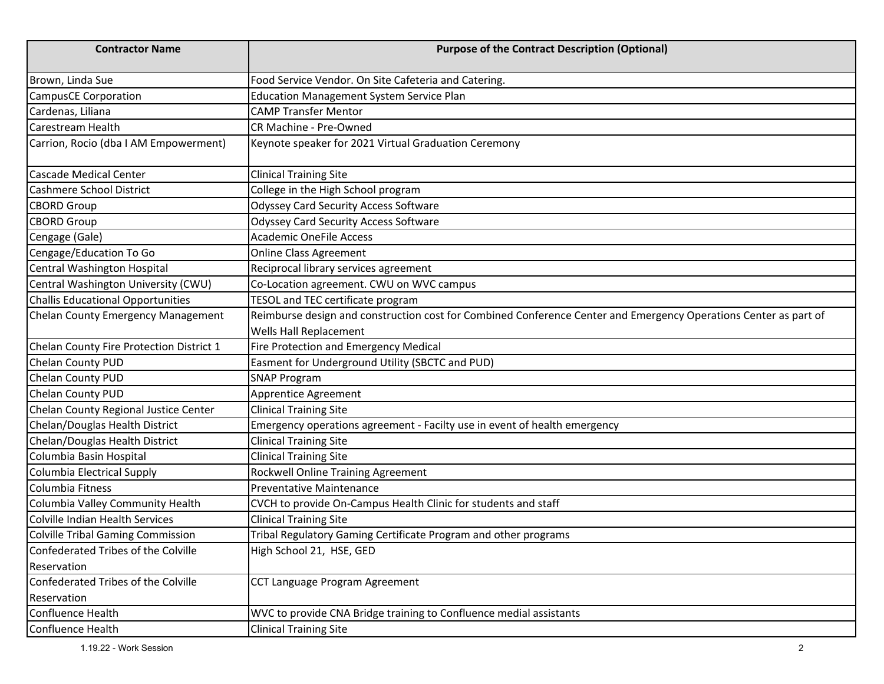| Contractor Name | Purpose of the Contract Description (Optional) |
|---|---|
| Brown, Linda Sue | Food Service Vendor. On Site Cafeteria and Catering. |
| CampusCE Corporation | Education Management System Service Plan |
| Cardenas, Liliana | CAMP Transfer Mentor |
| Carestream Health | CR Machine - Pre-Owned |
| Carrion, Rocio (dba I AM Empowerment) | Keynote speaker for 2021 Virtual Graduation Ceremony |
| Cascade Medical Center | Clinical Training Site |
| Cashmere School District | College in the High School program |
| CBORD Group | Odyssey Card Security Access Software |
| CBORD Group | Odyssey Card Security Access Software |
| Cengage (Gale) | Academic OneFile Access |
| Cengage/Education To Go | Online Class Agreement |
| Central Washington Hospital | Reciprocal library services agreement |
| Central Washington University (CWU) | Co-Location agreement. CWU on WVC campus |
| Challis Educational Opportunities | TESOL and TEC certificate program |
| Chelan County Emergency Management | Reimburse design and construction cost for Combined Conference Center and Emergency Operations Center as part of Wells Hall Replacement |
| Chelan County Fire Protection District 1 | Fire Protection and Emergency Medical |
| Chelan County PUD | Easment for Underground Utility (SBCTC and PUD) |
| Chelan County PUD | SNAP Program |
| Chelan County PUD | Apprentice Agreement |
| Chelan County Regional Justice Center | Clinical Training Site |
| Chelan/Douglas Health District | Emergency operations agreement - Facilty use in event of health emergency |
| Chelan/Douglas Health District | Clinical Training Site |
| Columbia Basin Hospital | Clinical Training Site |
| Columbia Electrical Supply | Rockwell Online Training Agreement |
| Columbia Fitness | Preventative Maintenance |
| Columbia Valley Community Health | CVCH to provide On-Campus Health Clinic for students and staff |
| Colville Indian Health Services | Clinical Training Site |
| Colville Tribal Gaming Commission | Tribal Regulatory Gaming Certificate Program and other programs |
| Confederated Tribes of the Colville Reservation | High School 21, HSE, GED |
| Confederated Tribes of the Colville Reservation | CCT Language Program Agreement |
| Confluence Health | WVC to provide CNA Bridge training to Confluence medial assistants |
| Confluence Health | Clinical Training Site |

1.19.22 - Work Session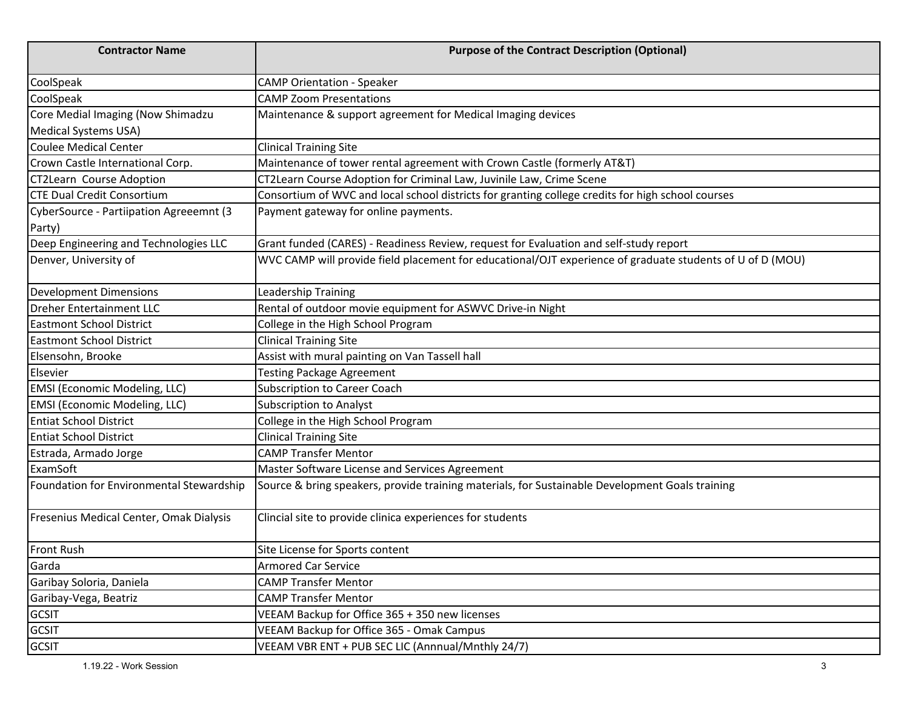| Contractor Name | Purpose of the Contract Description (Optional) |
|---|---|
| CoolSpeak | CAMP Orientation - Speaker |
| CoolSpeak | CAMP Zoom Presentations |
| Core Medial Imaging (Now Shimadzu Medical Systems USA) | Maintenance & support agreement for Medical Imaging devices |
| Coulee Medical Center | Clinical Training Site |
| Crown Castle International Corp. | Maintenance of tower rental agreement with Crown Castle (formerly AT&T) |
| CT2Learn Course Adoption | CT2Learn Course Adoption for Criminal Law, Juvinile Law, Crime Scene |
| CTE Dual Credit Consortium | Consortium of WVC and local school districts for granting college credits for high school courses |
| CyberSource - Partiipation Agreeemnt (3 Party) | Payment gateway for online payments. |
| Deep Engineering and Technologies LLC | Grant funded (CARES) - Readiness Review, request for Evaluation and self-study report |
| Denver, University of | WVC CAMP will provide field placement for educational/OJT experience of graduate students of U of D (MOU) |
| Development Dimensions | Leadership Training |
| Dreher Entertainment LLC | Rental of outdoor movie equipment for ASWVC Drive-in Night |
| Eastmont School District | College in the High School Program |
| Eastmont School District | Clinical Training Site |
| Elsensohn, Brooke | Assist with mural painting on Van Tassell hall |
| Elsevier | Testing Package Agreement |
| EMSI (Economic Modeling, LLC) | Subscription to Career Coach |
| EMSI (Economic Modeling, LLC) | Subscription to Analyst |
| Entiat School District | College in the High School Program |
| Entiat School District | Clinical Training Site |
| Estrada, Armado Jorge | CAMP Transfer Mentor |
| ExamSoft | Master Software License and Services Agreement |
| Foundation for Environmental Stewardship | Source & bring speakers, provide training materials, for Sustainable Development Goals training |
| Fresenius Medical Center, Omak Dialysis | Clincial site to provide clinica experiences for students |
| Front Rush | Site License for Sports content |
| Garda | Armored Car Service |
| Garibay Soloria, Daniela | CAMP Transfer Mentor |
| Garibay-Vega, Beatriz | CAMP Transfer Mentor |
| GCSIT | VEEAM Backup for Office 365 + 350 new licenses |
| GCSIT | VEEAM Backup for Office 365 - Omak Campus |
| GCSIT | VEEAM VBR ENT + PUB SEC LIC (Annnual/Mnthly 24/7) |

1.19.22 - Work Session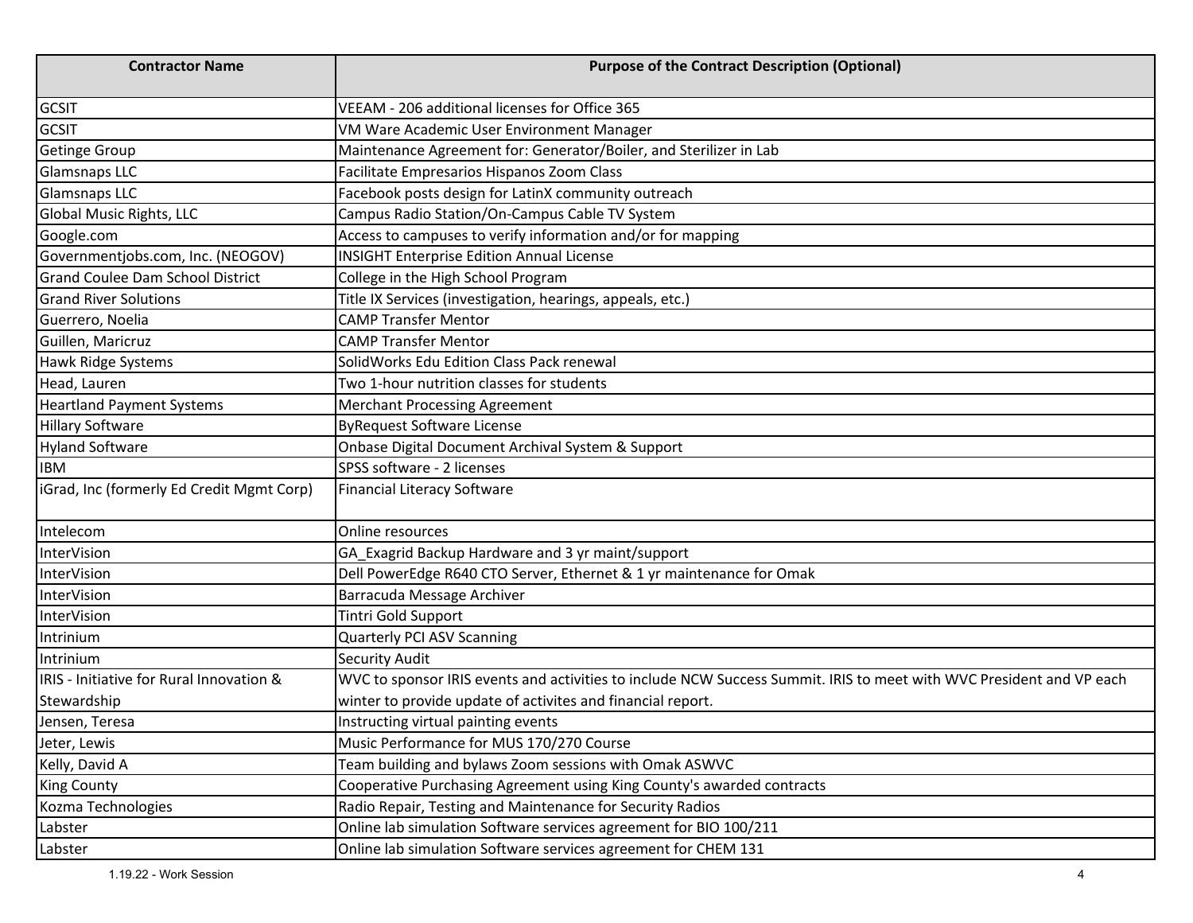| Contractor Name | Purpose of the Contract Description (Optional) |
|---|---|
| GCSIT | VEEAM - 206 additional licenses for Office 365 |
| GCSIT | VM Ware Academic User Environment Manager |
| Getinge Group | Maintenance Agreement for: Generator/Boiler, and Sterilizer in Lab |
| Glamsnaps LLC | Facilitate Empresarios Hispanos Zoom Class |
| Glamsnaps LLC | Facebook posts design for LatinX community outreach |
| Global Music Rights, LLC | Campus Radio Station/On-Campus Cable TV System |
| Google.com | Access to campuses to verify information and/or for mapping |
| Governmentjobs.com, Inc. (NEOGOV) | INSIGHT Enterprise Edition Annual License |
| Grand Coulee Dam School District | College in the High School Program |
| Grand River Solutions | Title IX Services (investigation, hearings, appeals, etc.) |
| Guerrero, Noelia | CAMP Transfer Mentor |
| Guillen, Maricruz | CAMP Transfer Mentor |
| Hawk Ridge Systems | SolidWorks Edu Edition Class Pack renewal |
| Head, Lauren | Two 1-hour nutrition classes for students |
| Heartland Payment Systems | Merchant Processing Agreement |
| Hillary Software | ByRequest Software License |
| Hyland Software | Onbase Digital Document Archival System & Support |
| IBM | SPSS software - 2 licenses |
| iGrad, Inc (formerly Ed Credit Mgmt Corp) | Financial Literacy Software |
| Intelecom | Online resources |
| InterVision | GA_Exagrid Backup Hardware and 3 yr maint/support |
| InterVision | Dell PowerEdge R640 CTO Server, Ethernet & 1 yr maintenance for Omak |
| InterVision | Barracuda Message Archiver |
| InterVision | Tintri Gold Support |
| Intrinium | Quarterly PCI ASV Scanning |
| Intrinium | Security Audit |
| IRIS - Initiative for Rural Innovation & Stewardship | WVC to sponsor IRIS events and activities to include NCW Success Summit. IRIS to meet with WVC President and VP each winter to provide update of activites and financial report. |
| Jensen, Teresa | Instructing virtual painting events |
| Jeter, Lewis | Music Performance for MUS 170/270 Course |
| Kelly, David A | Team building and bylaws Zoom sessions with Omak ASWVC |
| King County | Cooperative Purchasing Agreement using King County's awarded contracts |
| Kozma Technologies | Radio Repair, Testing and Maintenance for Security Radios |
| Labster | Online lab simulation Software services agreement for BIO 100/211 |
| Labster | Online lab simulation Software services agreement for CHEM 131 |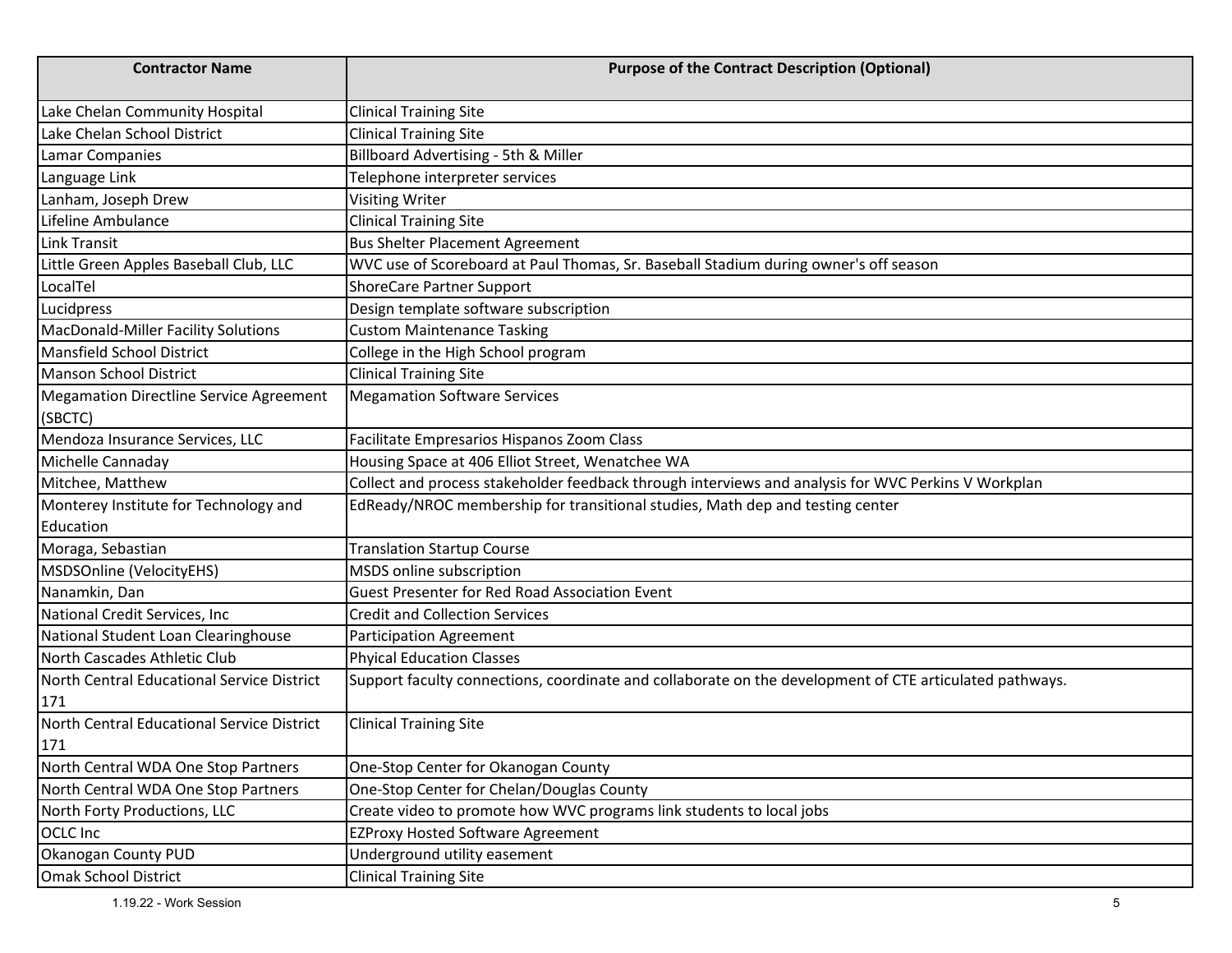| Contractor Name | Purpose of the Contract Description (Optional) |
| --- | --- |
| Lake Chelan Community Hospital | Clinical Training Site |
| Lake Chelan School District | Clinical Training Site |
| Lamar Companies | Billboard Advertising - 5th & Miller |
| Language Link | Telephone interpreter services |
| Lanham, Joseph Drew | Visiting Writer |
| Lifeline Ambulance | Clinical Training Site |
| Link Transit | Bus Shelter Placement Agreement |
| Little Green Apples Baseball Club, LLC | WVC use of Scoreboard at Paul Thomas, Sr. Baseball Stadium during owner's off season |
| LocalTel | ShoreCare Partner Support |
| Lucidpress | Design template software subscription |
| MacDonald-Miller Facility Solutions | Custom Maintenance Tasking |
| Mansfield School District | College in the High School program |
| Manson School District | Clinical Training Site |
| Megamation Directline Service Agreement (SBCTC) | Megamation Software Services |
| Mendoza Insurance Services, LLC | Facilitate Empresarios Hispanos Zoom Class |
| Michelle Cannaday | Housing Space at 406 Elliot Street, Wenatchee WA |
| Mitchee, Matthew | Collect and process stakeholder feedback through interviews and analysis for WVC Perkins V Workplan |
| Monterey Institute for Technology and Education | EdReady/NROC membership for transitional studies, Math dep and testing center |
| Moraga, Sebastian | Translation Startup Course |
| MSDSOnline (VelocityEHS) | MSDS online subscription |
| Nanamkin, Dan | Guest Presenter for Red Road Association Event |
| National Credit Services, Inc | Credit and Collection Services |
| National Student Loan Clearinghouse | Participation Agreement |
| North Cascades Athletic Club | Phyical Education Classes |
| North Central Educational Service District 171 | Support faculty connections, coordinate and collaborate on the development of CTE articulated pathways. |
| North Central Educational Service District 171 | Clinical Training Site |
| North Central WDA One Stop Partners | One-Stop Center for Okanogan County |
| North Central WDA One Stop Partners | One-Stop Center for Chelan/Douglas County |
| North Forty Productions, LLC | Create video to promote how WVC programs link students to local jobs |
| OCLC Inc | EZProxy Hosted Software Agreement |
| Okanogan County PUD | Underground utility easement |
| Omak School District | Clinical Training Site |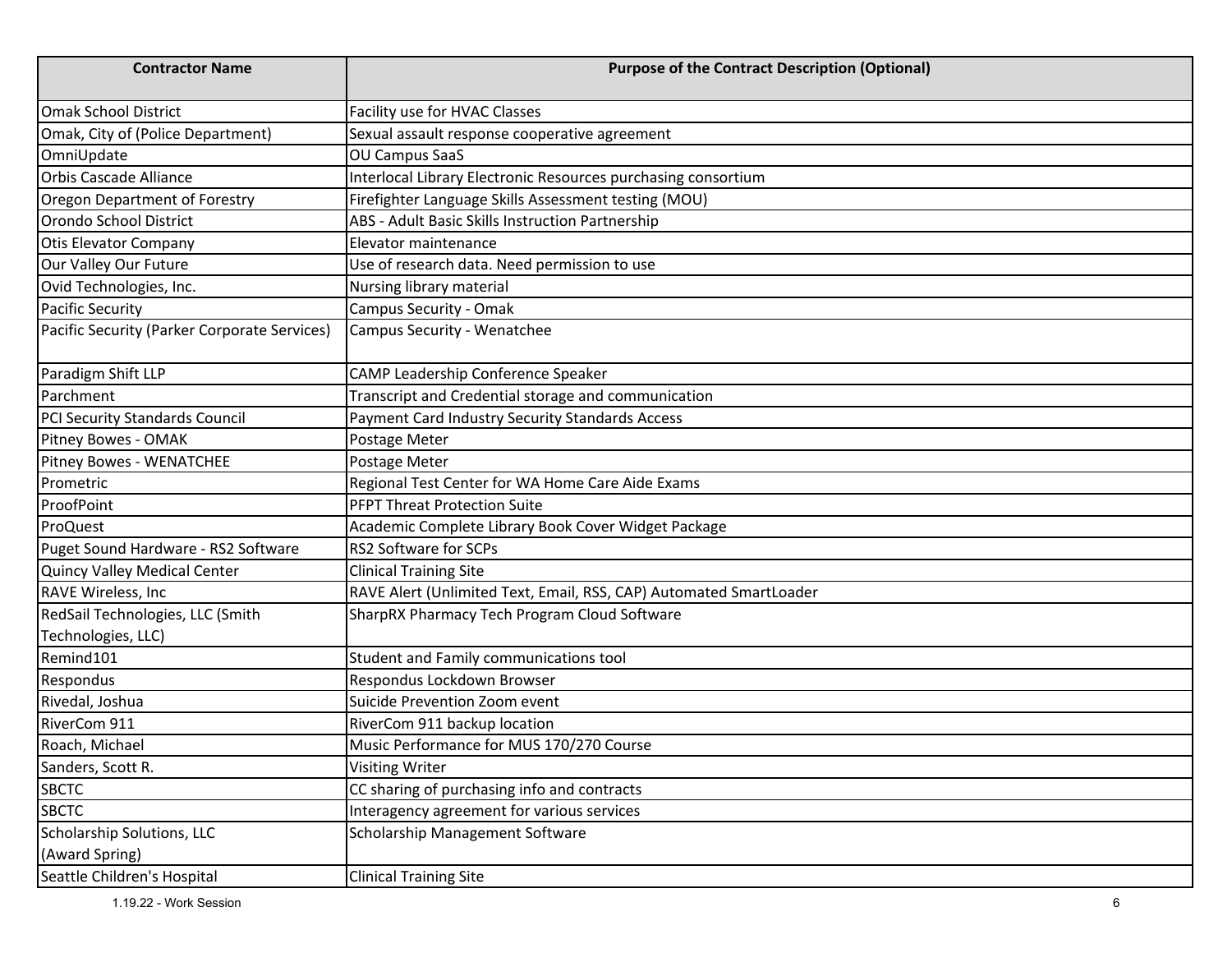| Contractor Name | Purpose of the Contract Description (Optional) |
|---|---|
| Omak School District | Facility use for HVAC Classes |
| Omak, City of (Police Department) | Sexual assault response cooperative agreement |
| OmniUpdate | OU Campus SaaS |
| Orbis Cascade Alliance | Interlocal Library Electronic Resources purchasing consortium |
| Oregon Department of Forestry | Firefighter Language Skills Assessment testing (MOU) |
| Orondo School District | ABS - Adult Basic Skills Instruction Partnership |
| Otis Elevator Company | Elevator maintenance |
| Our Valley Our Future | Use of research data. Need permission to use |
| Ovid Technologies, Inc. | Nursing library material |
| Pacific Security | Campus Security - Omak |
| Pacific Security (Parker Corporate Services) | Campus Security - Wenatchee |
| Paradigm Shift LLP | CAMP Leadership Conference Speaker |
| Parchment | Transcript and Credential storage and communication |
| PCI Security Standards Council | Payment Card Industry Security Standards Access |
| Pitney Bowes - OMAK | Postage Meter |
| Pitney Bowes - WENATCHEE | Postage Meter |
| Prometric | Regional Test Center for WA Home Care Aide Exams |
| ProofPoint | PFPT Threat Protection Suite |
| ProQuest | Academic Complete Library Book Cover Widget Package |
| Puget Sound Hardware - RS2 Software | RS2 Software for SCPs |
| Quincy Valley Medical Center | Clinical Training Site |
| RAVE Wireless, Inc | RAVE Alert (Unlimited Text, Email, RSS, CAP) Automated SmartLoader |
| RedSail Technologies, LLC (Smith Technologies, LLC) | SharpRX Pharmacy Tech Program Cloud Software |
| Remind101 | Student and Family communications tool |
| Respondus | Respondus Lockdown Browser |
| Rivedal, Joshua | Suicide Prevention Zoom event |
| RiverCom 911 | RiverCom 911 backup location |
| Roach, Michael | Music Performance for MUS 170/270 Course |
| Sanders, Scott R. | Visiting Writer |
| SBCTC | CC sharing of purchasing info and contracts |
| SBCTC | Interagency agreement for various services |
| Scholarship Solutions, LLC (Award Spring) | Scholarship Management Software |
| Seattle Children's Hospital | Clinical Training Site |

1.19.22 - Work Session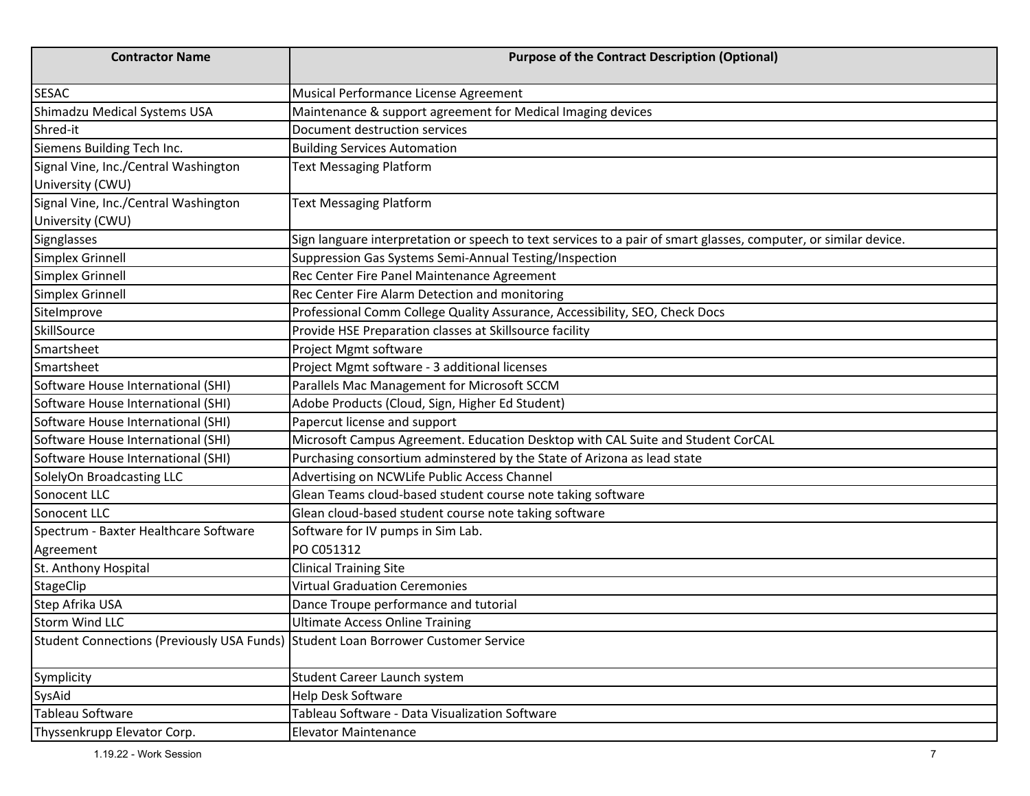| Contractor Name | Purpose of the Contract Description (Optional) |
| --- | --- |
| SESAC | Musical Performance License Agreement |
| Shimadzu Medical Systems USA | Maintenance & support agreement for Medical Imaging devices |
| Shred-it | Document destruction services |
| Siemens Building Tech Inc. | Building Services Automation |
| Signal Vine, Inc./Central Washington University (CWU) | Text Messaging Platform |
| Signal Vine, Inc./Central Washington University (CWU) | Text Messaging Platform |
| Signglasses | Sign languare interpretation or speech to text services to a pair of smart glasses, computer, or similar device. |
| Simplex Grinnell | Suppression Gas Systems Semi-Annual Testing/Inspection |
| Simplex Grinnell | Rec Center Fire Panel Maintenance Agreement |
| Simplex Grinnell | Rec Center Fire Alarm Detection and monitoring |
| SiteImprove | Professional Comm College Quality Assurance, Accessibility, SEO, Check Docs |
| SkillSource | Provide HSE Preparation classes at Skillsource facility |
| Smartsheet | Project Mgmt software |
| Smartsheet | Project Mgmt software - 3 additional licenses |
| Software House International (SHI) | Parallels Mac Management for Microsoft SCCM |
| Software House International (SHI) | Adobe Products (Cloud, Sign, Higher Ed Student) |
| Software House International (SHI) | Papercut license and support |
| Software House International (SHI) | Microsoft Campus Agreement. Education Desktop with CAL Suite and Student CorCAL |
| Software House International (SHI) | Purchasing consortium adminstered by the State of Arizona as lead state |
| SolelyOn Broadcasting LLC | Advertising on NCWLife Public Access Channel |
| Sonocent LLC | Glean Teams cloud-based student course note taking software |
| Sonocent LLC | Glean cloud-based student course note taking software |
| Spectrum - Baxter Healthcare Software Agreement | Software for IV pumps in Sim Lab. PO C051312 |
| St. Anthony Hospital | Clinical Training Site |
| StageClip | Virtual Graduation Ceremonies |
| Step Afrika USA | Dance Troupe performance and tutorial |
| Storm Wind LLC | Ultimate Access Online Training |
| Student Connections (Previously USA Funds) | Student Loan Borrower Customer Service |
| Symplicity | Student Career Launch system |
| SysAid | Help Desk Software |
| Tableau Software | Tableau Software - Data Visualization Software |
| Thyssenkrupp Elevator Corp. | Elevator Maintenance |

1.19.22 - Work Session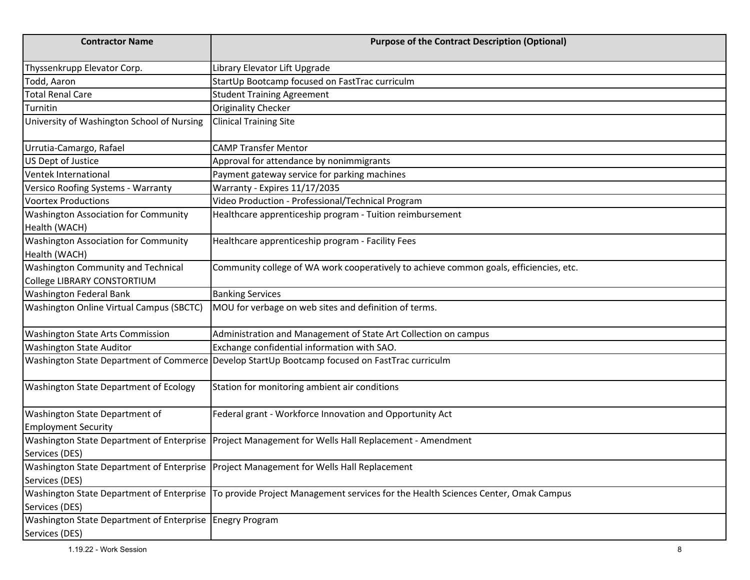| Contractor Name | Purpose of the Contract Description (Optional) |
| --- | --- |
| Thyssenkrupp Elevator Corp. | Library Elevator Lift Upgrade |
| Todd, Aaron | StartUp Bootcamp focused on FastTrac curriculm |
| Total Renal Care | Student Training Agreement |
| Turnitin | Originality Checker |
| University of Washington School of Nursing | Clinical Training Site |
| Urrutia-Camargo, Rafael | CAMP Transfer Mentor |
| US Dept of Justice | Approval for attendance by nonimmigrants |
| Ventek International | Payment gateway service for parking machines |
| Versico Roofing Systems - Warranty | Warranty - Expires 11/17/2035 |
| Voortex Productions | Video Production - Professional/Technical Program |
| Washington Association for Community Health (WACH) | Healthcare apprenticeship program - Tuition reimbursement |
| Washington Association for Community Health (WACH) | Healthcare apprenticeship program - Facility Fees |
| Washington Community and Technical College LIBRARY CONSTORTIUM | Community college of WA work cooperatively to achieve common goals, efficiencies, etc. |
| Washington Federal Bank | Banking Services |
| Washington Online Virtual Campus (SBCTC) | MOU for verbage on web sites and definition of terms. |
| Washington State Arts Commission | Administration and Management of State Art Collection on campus |
| Washington State Auditor | Exchange confidential information with SAO. |
| Washington State Department of Commerce | Develop StartUp Bootcamp focused on FastTrac curriculm |
| Washington State Department of Ecology | Station for monitoring ambient air conditions |
| Washington State Department of Employment Security | Federal grant - Workforce Innovation and Opportunity Act |
| Washington State Department of Enterprise Services (DES) | Project Management for Wells Hall Replacement - Amendment |
| Washington State Department of Enterprise Services (DES) | Project Management for Wells Hall Replacement |
| Washington State Department of Enterprise Services (DES) | To provide Project Management services for the Health Sciences Center, Omak Campus |
| Washington State Department of Enterprise Services (DES) | Enegry Program |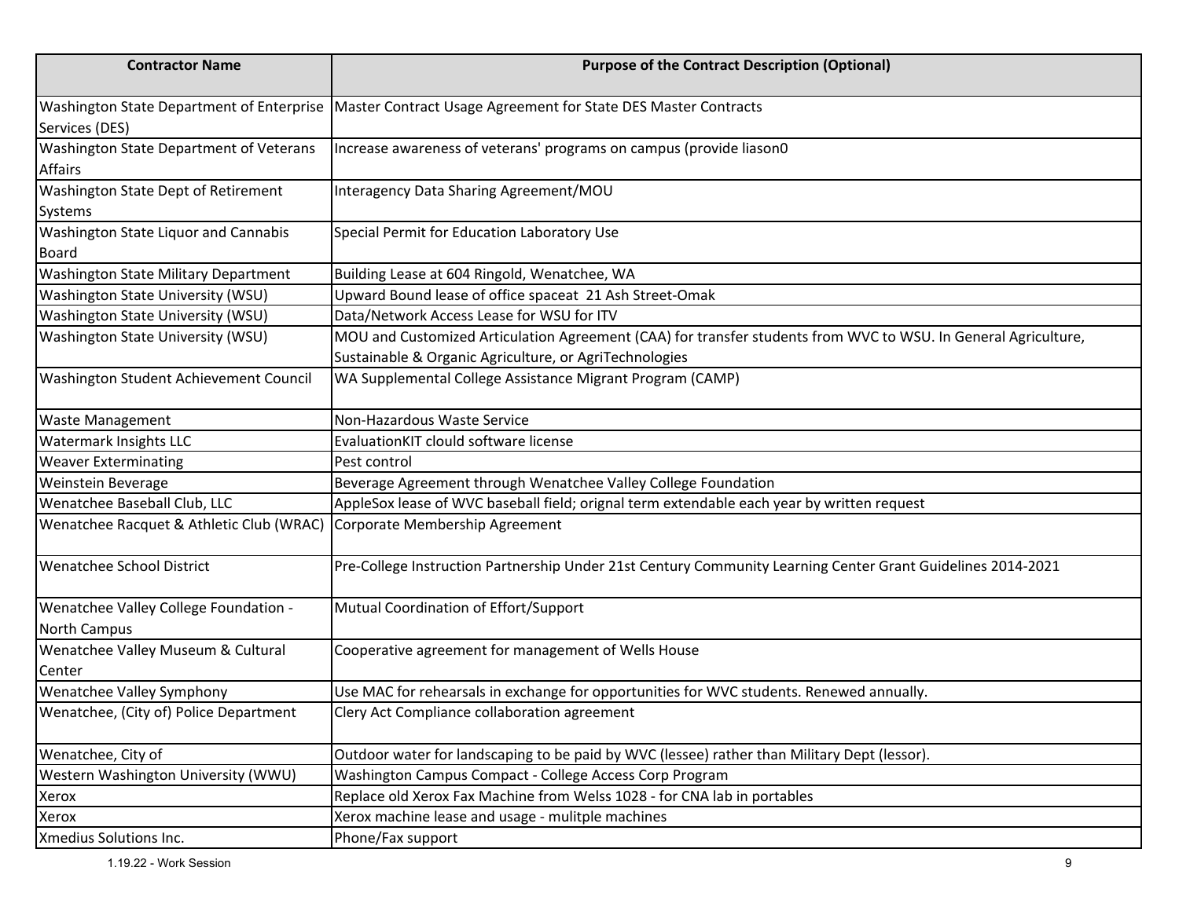| Contractor Name | Purpose of the Contract Description (Optional) |
| --- | --- |
| Washington State Department of Enterprise Services (DES) | Master Contract Usage Agreement for State DES Master Contracts |
| Washington State Department of Veterans Affairs | Increase awareness of veterans' programs on campus (provide liason0 |
| Washington State Dept of Retirement Systems | Interagency Data Sharing Agreement/MOU |
| Washington State Liquor and Cannabis Board | Special Permit for Education Laboratory Use |
| Washington State Military Department | Building Lease at 604 Ringold, Wenatchee, WA |
| Washington State University (WSU) | Upward Bound lease of office spaceat 21 Ash Street-Omak |
| Washington State University (WSU) | Data/Network Access Lease for WSU for ITV |
| Washington State University (WSU) | MOU and Customized Articulation Agreement (CAA) for transfer students from WVC to WSU. In General Agriculture, Sustainable & Organic Agriculture, or AgriTechnologies |
| Washington Student Achievement Council | WA Supplemental College Assistance Migrant Program (CAMP) |
| Waste Management | Non-Hazardous Waste Service |
| Watermark Insights LLC | EvaluationKIT clould software license |
| Weaver Exterminating | Pest control |
| Weinstein Beverage | Beverage Agreement through Wenatchee Valley College Foundation |
| Wenatchee Baseball Club, LLC | AppleSox lease of WVC baseball field; orignal term extendable each year by written request |
| Wenatchee Racquet & Athletic Club (WRAC) | Corporate Membership Agreement |
| Wenatchee School District | Pre-College Instruction Partnership Under 21st Century Community Learning Center Grant Guidelines 2014-2021 |
| Wenatchee Valley College Foundation - North Campus | Mutual Coordination of Effort/Support |
| Wenatchee Valley Museum & Cultural Center | Cooperative agreement for management of Wells House |
| Wenatchee Valley Symphony | Use MAC for rehearsals in exchange for opportunities for WVC students. Renewed annually. |
| Wenatchee, (City of) Police Department | Clery Act Compliance collaboration agreement |
| Wenatchee, City of | Outdoor water for landscaping to be paid by WVC (lessee) rather than Military Dept (lessor). |
| Western Washington University (WWU) | Washington Campus Compact - College Access Corp Program |
| Xerox | Replace old Xerox Fax Machine from Welss 1028 - for CNA lab in portables |
| Xerox | Xerox machine lease and usage - mulitple machines |
| Xmedius Solutions Inc. | Phone/Fax support |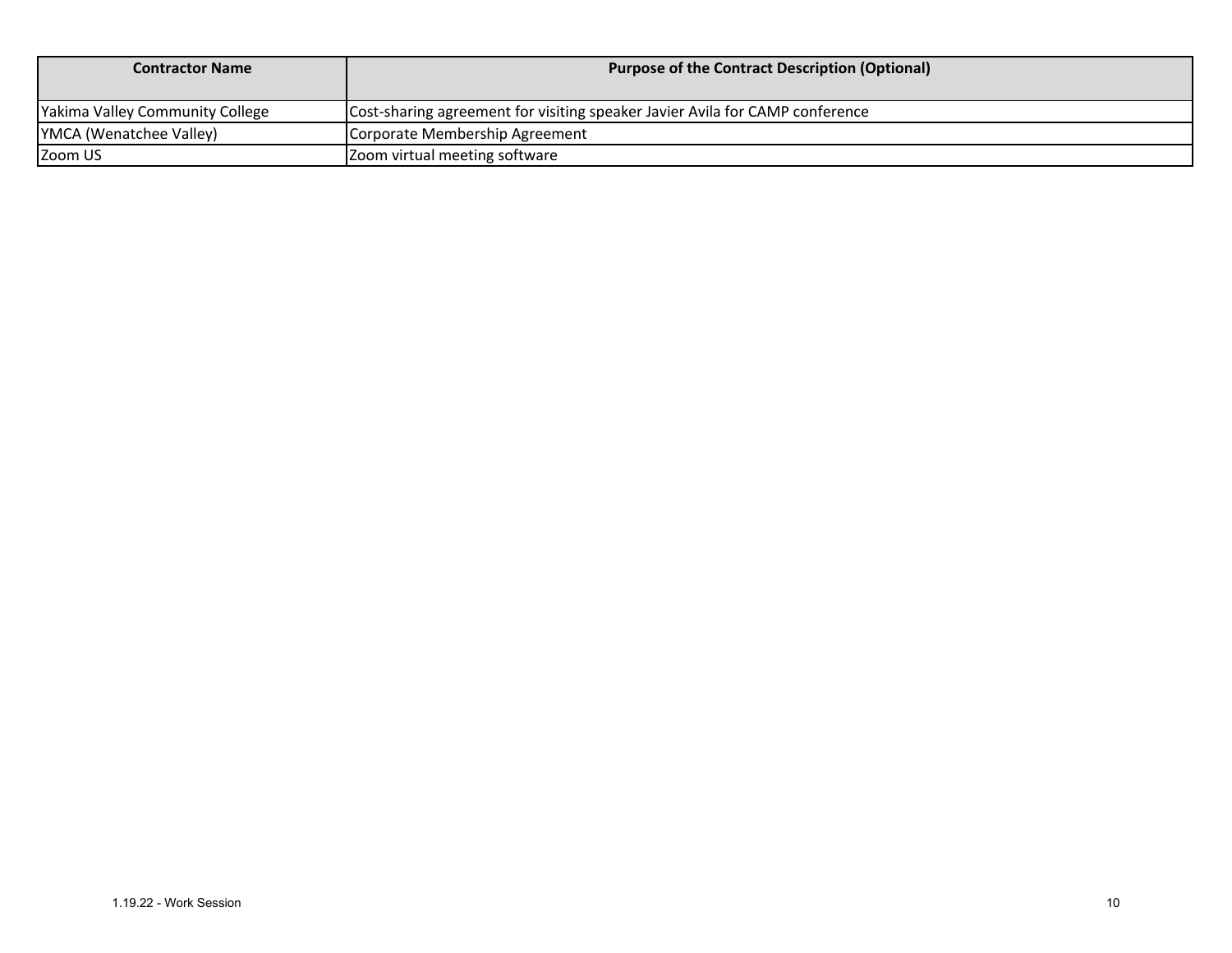| Contractor Name | Purpose of the Contract Description (Optional) |
|---|---|
| Yakima Valley Community College | Cost-sharing agreement for visiting speaker Javier Avila for CAMP conference |
| YMCA (Wenatchee Valley) | Corporate Membership Agreement |
| Zoom US | Zoom virtual meeting software |